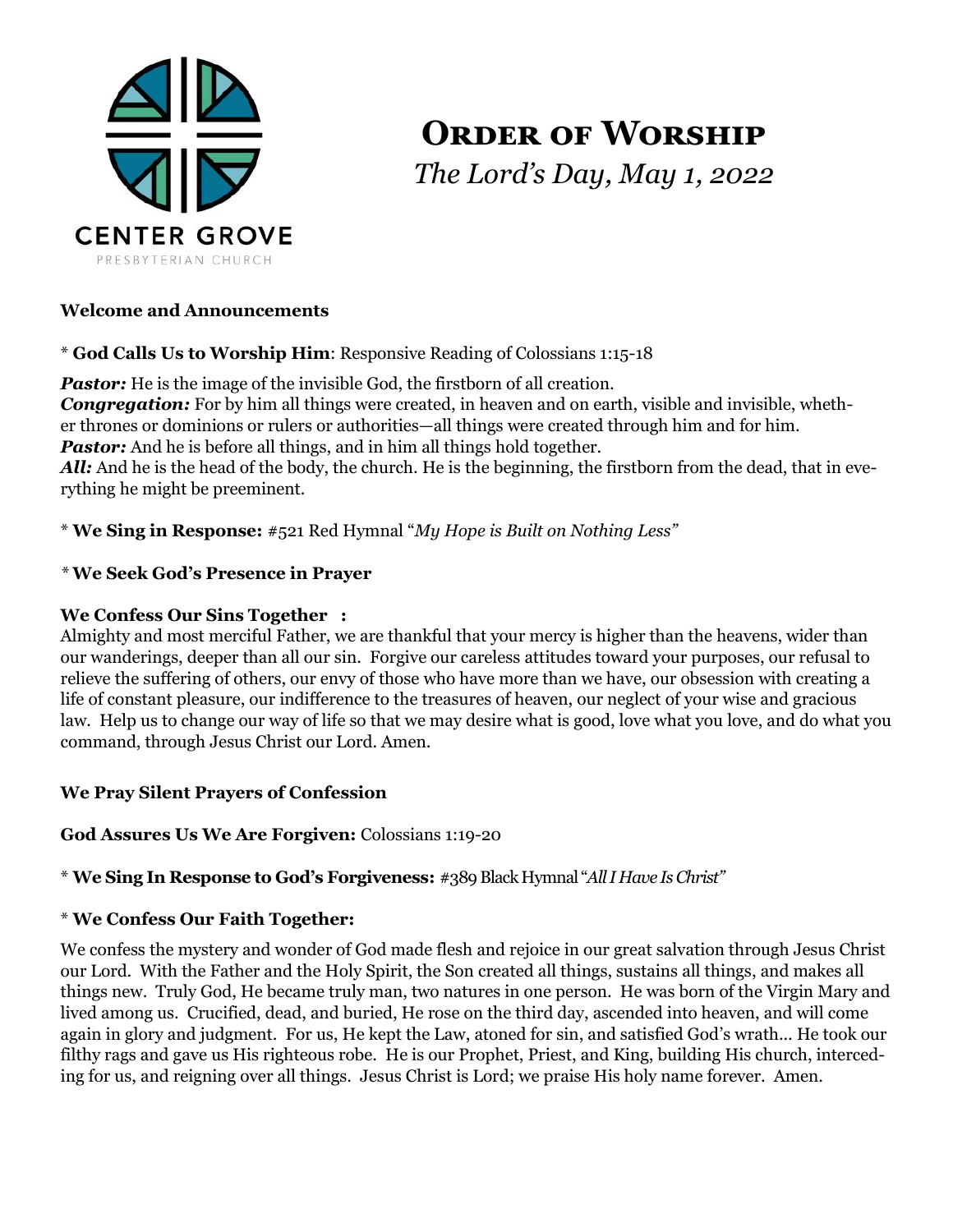CENTER GROVE
PRESBYTERIAN CHURCH

# Order of Worship

*The Lord's Day, May 1, 2022*

**Welcome and Announcements**

\* **God Calls Us to Worship Him**: Responsive Reading of Colossians 1:15-18

***Pastor:*** He is the image of the invisible God, the firstborn of all creation.
***Congregation:*** For by him all things were created, in heaven and on earth, visible and invisible, whether thrones or dominions or rulers or authorities—all things were created through him and for him.
***Pastor:*** And he is before all things, and in him all things hold together.
***All:*** And he is the head of the body, the church. He is the beginning, the firstborn from the dead, that in everything he might be preeminent.

\* **We Sing in Response:** #521 Red Hymnal "*My Hope is Built on Nothing Less*"

\* **We Seek God's Presence in Prayer**

**We Confess Our Sins Together :**
Almighty and most merciful Father, we are thankful that your mercy is higher than the heavens, wider than our wanderings, deeper than all our sin. Forgive our careless attitudes toward your purposes, our refusal to relieve the suffering of others, our envy of those who have more than we have, our obsession with creating a life of constant pleasure, our indifference to the treasures of heaven, our neglect of your wise and gracious law. Help us to change our way of life so that we may desire what is good, love what you love, and do what you command, through Jesus Christ our Lord. Amen.

**We Pray Silent Prayers of Confession**

**God Assures Us We Are Forgiven:** Colossians 1:19-20

\* **We Sing In Response to God's Forgiveness:** #389 Black Hymnal "*All I Have Is Christ*"

\* **We Confess Our Faith Together:**

We confess the mystery and wonder of God made flesh and rejoice in our great salvation through Jesus Christ our Lord. With the Father and the Holy Spirit, the Son created all things, sustains all things, and makes all things new. Truly God, He became truly man, two natures in one person. He was born of the Virgin Mary and lived among us. Crucified, dead, and buried, He rose on the third day, ascended into heaven, and will come again in glory and judgment. For us, He kept the Law, atoned for sin, and satisfied God's wrath… He took our filthy rags and gave us His righteous robe. He is our Prophet, Priest, and King, building His church, interceding for us, and reigning over all things. Jesus Christ is Lord; we praise His holy name forever. Amen.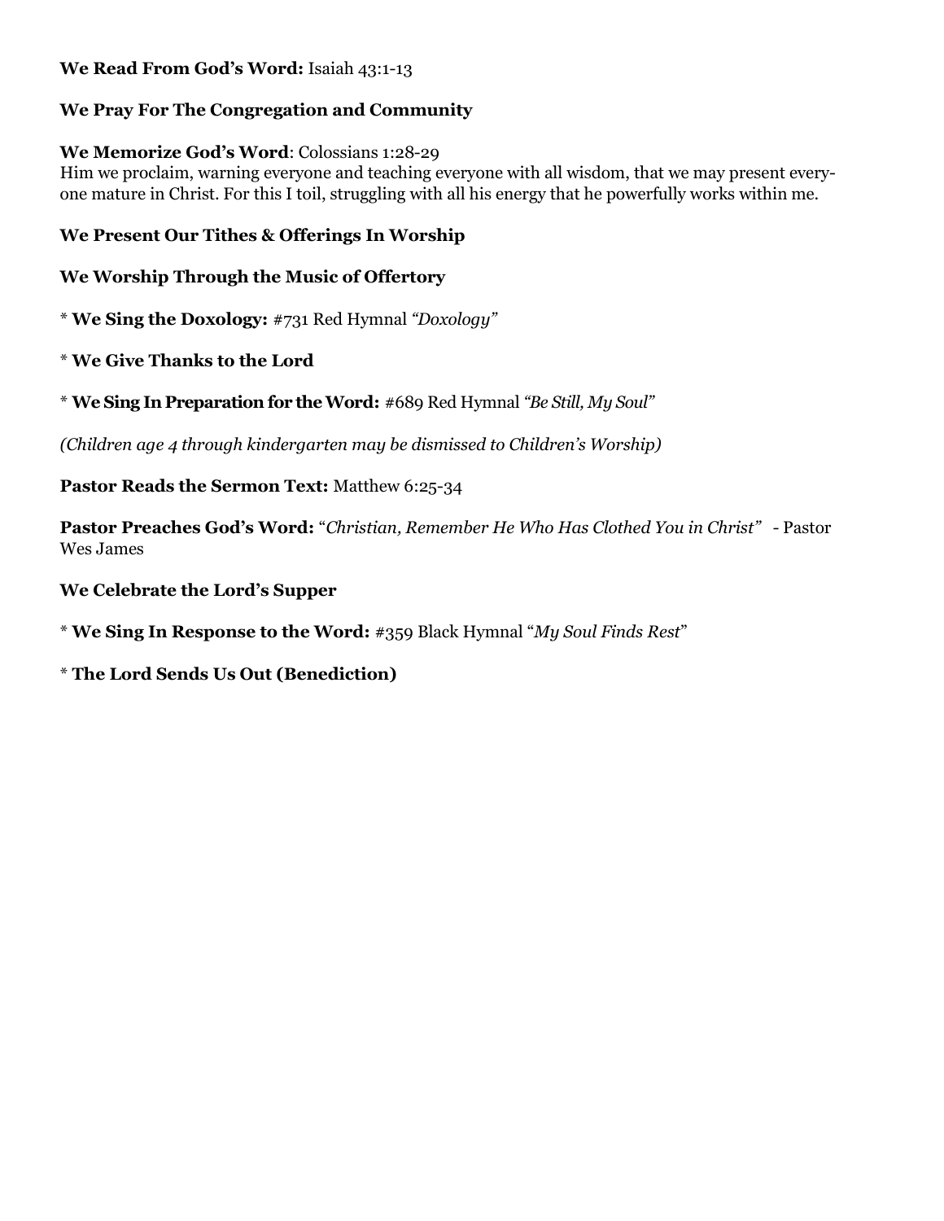**We Read From God's Word:** Isaiah 43:1-13

**We Pray For The Congregation and Community**

**We Memorize God's Word**: Colossians 1:28-29
Him we proclaim, warning everyone and teaching everyone with all wisdom, that we may present everyone mature in Christ. For this I toil, struggling with all his energy that he powerfully works within me.

**We Present Our Tithes & Offerings In Worship**

**We Worship Through the Music of Offertory**

* **We Sing the Doxology:** #731 Red Hymnal *"Doxology"*

* **We Give Thanks to the Lord**

* **We Sing In Preparation for the Word:** #689 Red Hymnal *"Be Still, My Soul"*

*(Children age 4 through kindergarten may be dismissed to Children's Worship)*

**Pastor Reads the Sermon Text:** Matthew 6:25-34

**Pastor Preaches God's Word:** "*Christian, Remember He Who Has Clothed You in Christ"* - Pastor Wes James

**We Celebrate the Lord's Supper**

* **We Sing In Response to the Word:** #359 Black Hymnal "*My Soul Finds Rest*"

* **The Lord Sends Us Out (Benediction)**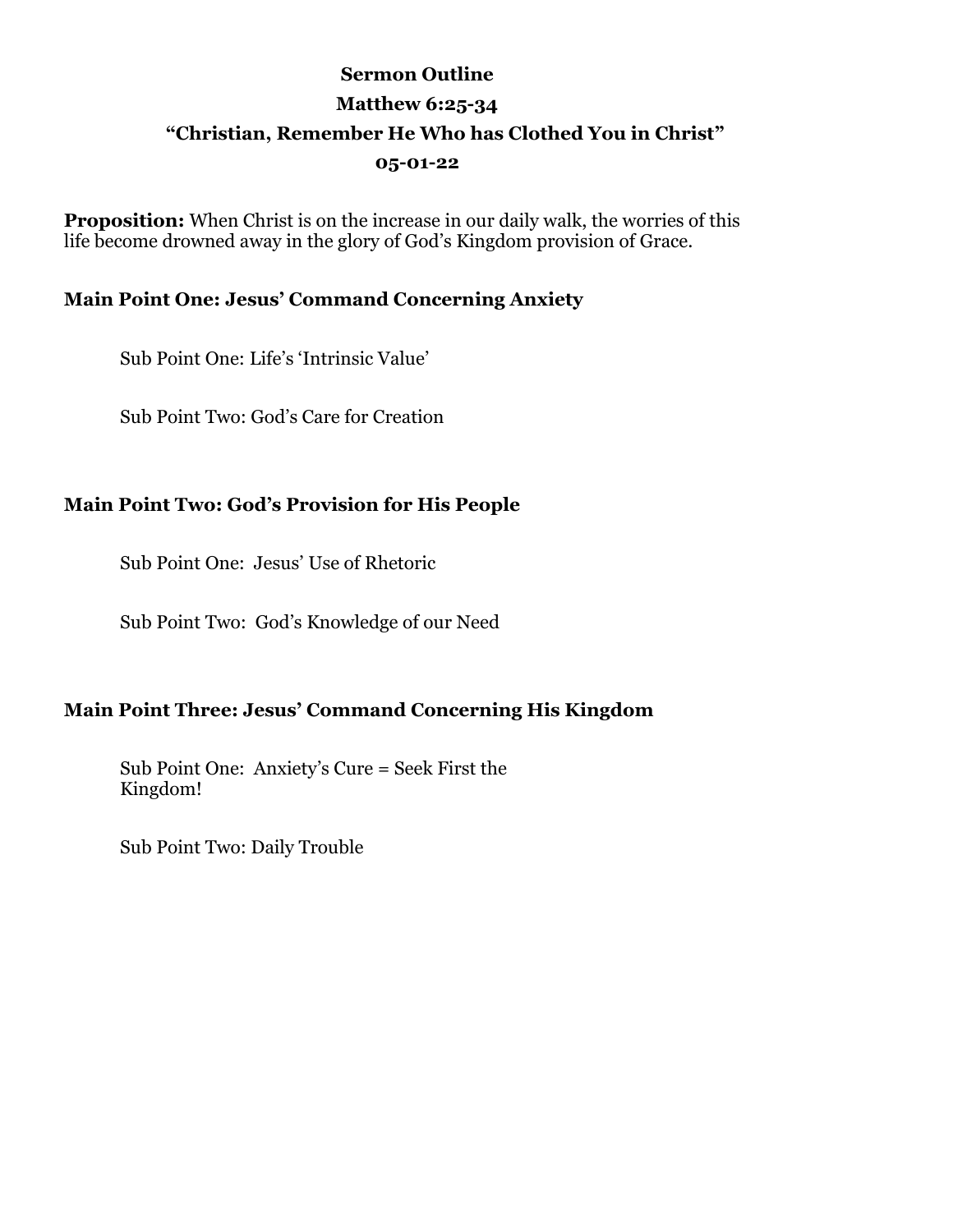# Sermon Outline

## Matthew 6:25-34

## "Christian, Remember He Who has Clothed You in Christ"

## 05-01-22

**Proposition:** When Christ is on the increase in our daily walk, the worries of this life become drowned away in the glory of God's Kingdom provision of Grace.

### Main Point One: Jesus' Command Concerning Anxiety

Sub Point One: Life's 'Intrinsic Value'

Sub Point Two: God's Care for Creation

### Main Point Two: God's Provision for His People

Sub Point One: Jesus' Use of Rhetoric

Sub Point Two: God's Knowledge of our Need

### Main Point Three: Jesus' Command Concerning His Kingdom

Sub Point One: Anxiety's Cure = Seek First the Kingdom!

Sub Point Two: Daily Trouble